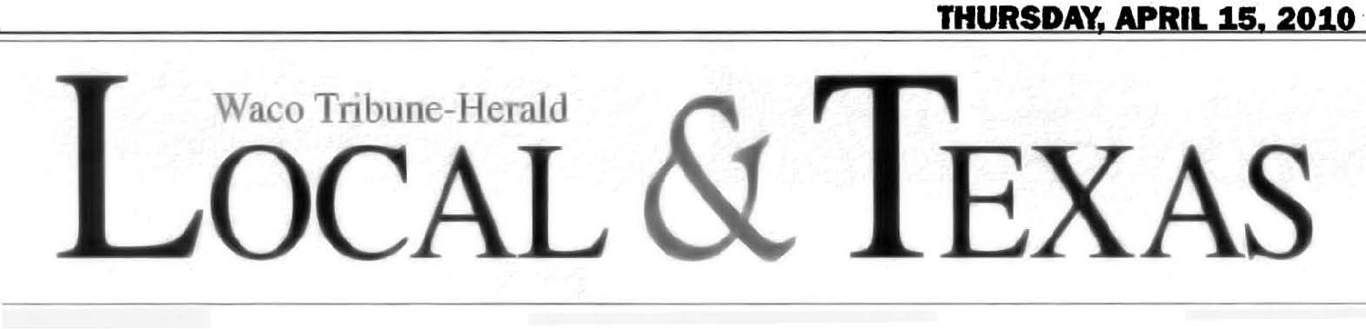THURSDAY, APRIL 15, 2010

Waco Tribune-Herald

# LOCAL & TEXAS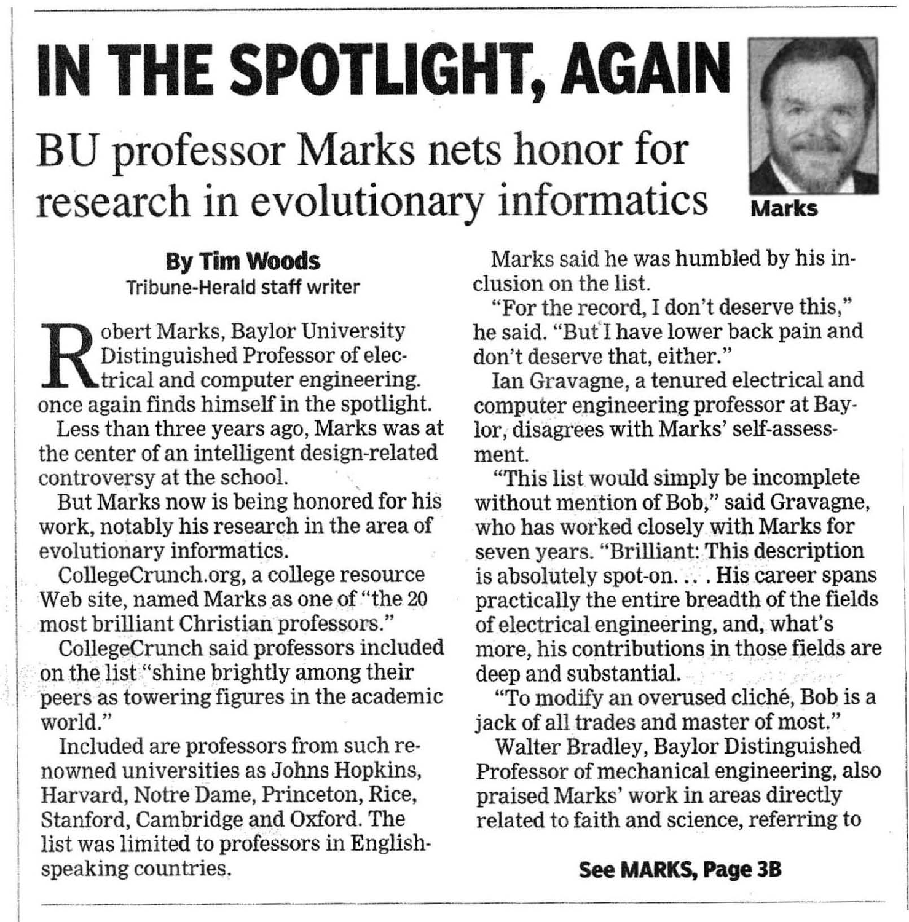# IN THE SPOTLIGHT, AGAIN

## BU professor Marks nets honor for research in evolutionary informatics

Marks

**By Tim Woods**
Tribune-Herald staff writer

Robert Marks, Baylor University Distinguished Professor of electrical and computer engineering. once again finds himself in the spotlight.

Less than three years ago, Marks was at the center of an intelligent design-related controversy at the school.

But Marks now is being honored for his work, notably his research in the area of evolutionary informatics.

CollegeCrunch.org, a college resource Web site, named Marks as one of "the 20 most brilliant Christian professors."

CollegeCrunch said professors included on the list "shine brightly among their peers as towering figures in the academic world."

Included are professors from such renowned universities as Johns Hopkins, Harvard, Notre Dame, Princeton, Rice, Stanford, Cambridge and Oxford. The list was limited to professors in English-speaking countries.

Marks said he was humbled by his inclusion on the list.

"For the record, I don't deserve this," he said. "But I have lower back pain and don't deserve that, either."

Ian Gravagne, a tenured electrical and computer engineering professor at Baylor, disagrees with Marks' self-assessment.

"This list would simply be incomplete without mention of Bob," said Gravagne, who has worked closely with Marks for seven years. "Brilliant: This description is absolutely spot-on. . . . His career spans practically the entire breadth of the fields of electrical engineering, and, what's more, his contributions in those fields are deep and substantial.

"To modify an overused cliché, Bob is a jack of all trades and master of most."

Walter Bradley, Baylor Distinguished Professor of mechanical engineering, also praised Marks' work in areas directly related to faith and science, referring to

**See MARKS, Page 3B**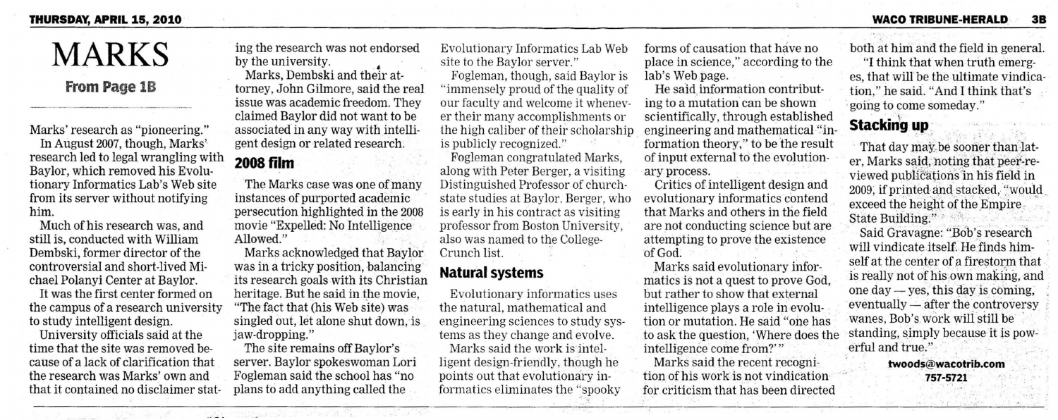# MARKS

**From Page 1B**

Marks' research as "pioneering."

In August 2007, though, Marks' research led to legal wrangling with Baylor, which removed his Evolutionary Informatics Lab's Web site from its server without notifying him.

Much of his research was, and still is, conducted with William Dembski, former director of the controversial and short-lived Michael Polanyi Center at Baylor.

It was the first center formed on the campus of a research university to study intelligent design.

University officials said at the time that the site was removed because of a lack of clarification that the research was Marks' own and that it contained no disclaimer stating the research was not endorsed by the university.

Marks, Dembski and their attorney, John Gilmore, said the real issue was academic freedom. They claimed Baylor did not want to be associated in any way with intelligent design or related research.

## 2008 film

The Marks case was one of many instances of purported academic persecution highlighted in the 2008 movie "Expelled: No Intelligence Allowed."

Marks acknowledged that Baylor was in a tricky position, balancing its research goals with its Christian heritage. But he said in the movie, "The fact that (his Web site) was singled out, let alone shut down, is jaw-dropping."

The site remains off Baylor's server. Baylor spokeswoman Lori Fogleman said the school has "no plans to add anything called the Evolutionary Informatics Lab Web site to the Baylor server."

Fogleman, though, said Baylor is "immensely proud of the quality of our faculty and welcome it whenever their many accomplishments or the high caliber of their scholarship is publicly recognized."

Fogleman congratulated Marks, along with Peter Berger, a visiting Distinguished Professor of church-state studies at Baylor. Berger, who is early in his contract as visiting professor from Boston University, also was named to the College-Crunch list.

## Natural systems

Evolutionary informatics uses the natural, mathematical and engineering sciences to study systems as they change and evolve.

Marks said the work is intelligent design-friendly, though he points out that evolutionary informatics eliminates the "spooky forms of causation that have no place in science," according to the lab's Web page.

He said information contributing to a mutation can be shown scientifically, through established engineering and mathematical "information theory," to be the result of input external to the evolutionary process.

Critics of intelligent design and evolutionary informatics contend that Marks and others in the field are not conducting science but are attempting to prove the existence of God.

Marks said evolutionary informatics is not a quest to prove God, but rather to show that external intelligence plays a role in evolution or mutation. He said "one has to ask the question, 'Where does the intelligence come from?'"

Marks said the recent recognition of his work is not vindication for criticism that has been directed both at him and the field in general.

"I think that when truth emerges, that will be the ultimate vindication," he said. "And I think that's going to come someday."

## Stacking up

That day may be sooner than later, Marks said, noting that peer-reviewed publications in his field in 2009, if printed and stacked, "would exceed the height of the Empire State Building."

Said Gravagne: "Bob's research will vindicate itself. He finds himself at the center of a firestorm that is really not of his own making, and one day — yes, this day is coming, eventually — after the controversy wanes, Bob's work will still be standing, simply because it is powerful and true."

twoods@wacotrib.com
757-5721